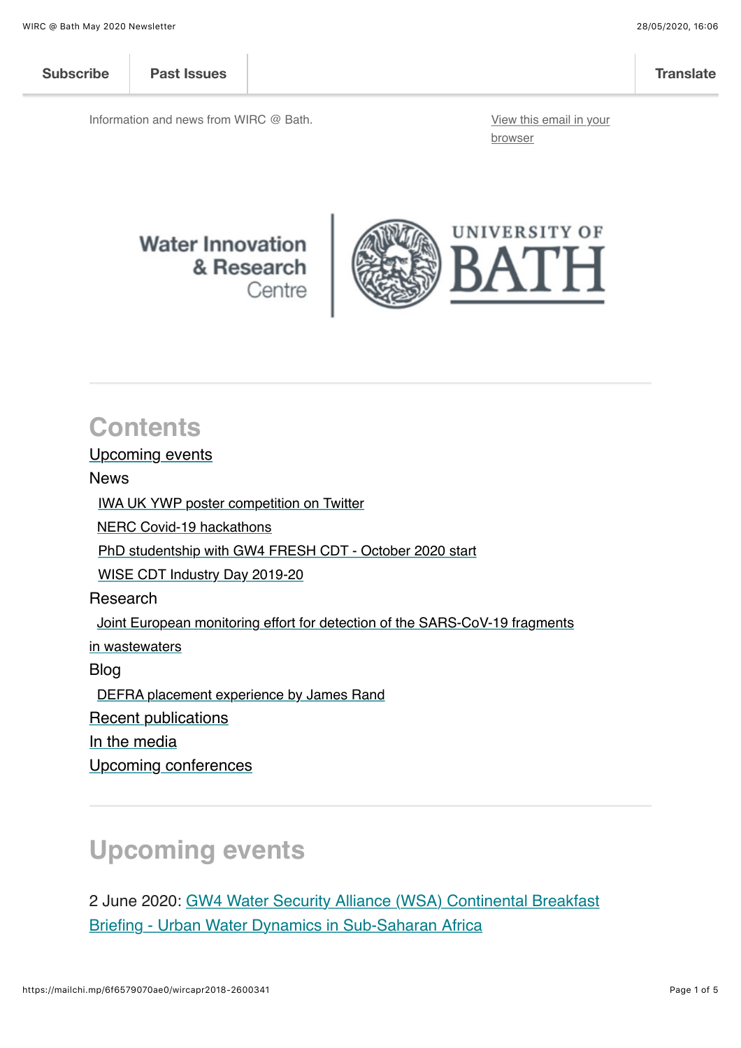Subscribe | Past Issues | Translate

Information and news from WIRC @ Bath.

View this email in your browser

Water Innovation & Research Centre | UNIVERSITY OF BATH

## Contents

Upcoming events

News

- IWA UK YWP poster competition on Twitter
- NERC Covid-19 hackathons
- PhD studentship with GW4 FRESH CDT - October 2020 start
- WISE CDT Industry Day 2019-20

Research

- Joint European monitoring effort for detection of the SARS-CoV-19 fragments in wastewaters

Blog

- DEFRA placement experience by James Rand

Recent publications

In the media

Upcoming conferences

## Upcoming events

2 June 2020: GW4 Water Security Alliance (WSA) Continental Breakfast Briefing - Urban Water Dynamics in Sub-Saharan Africa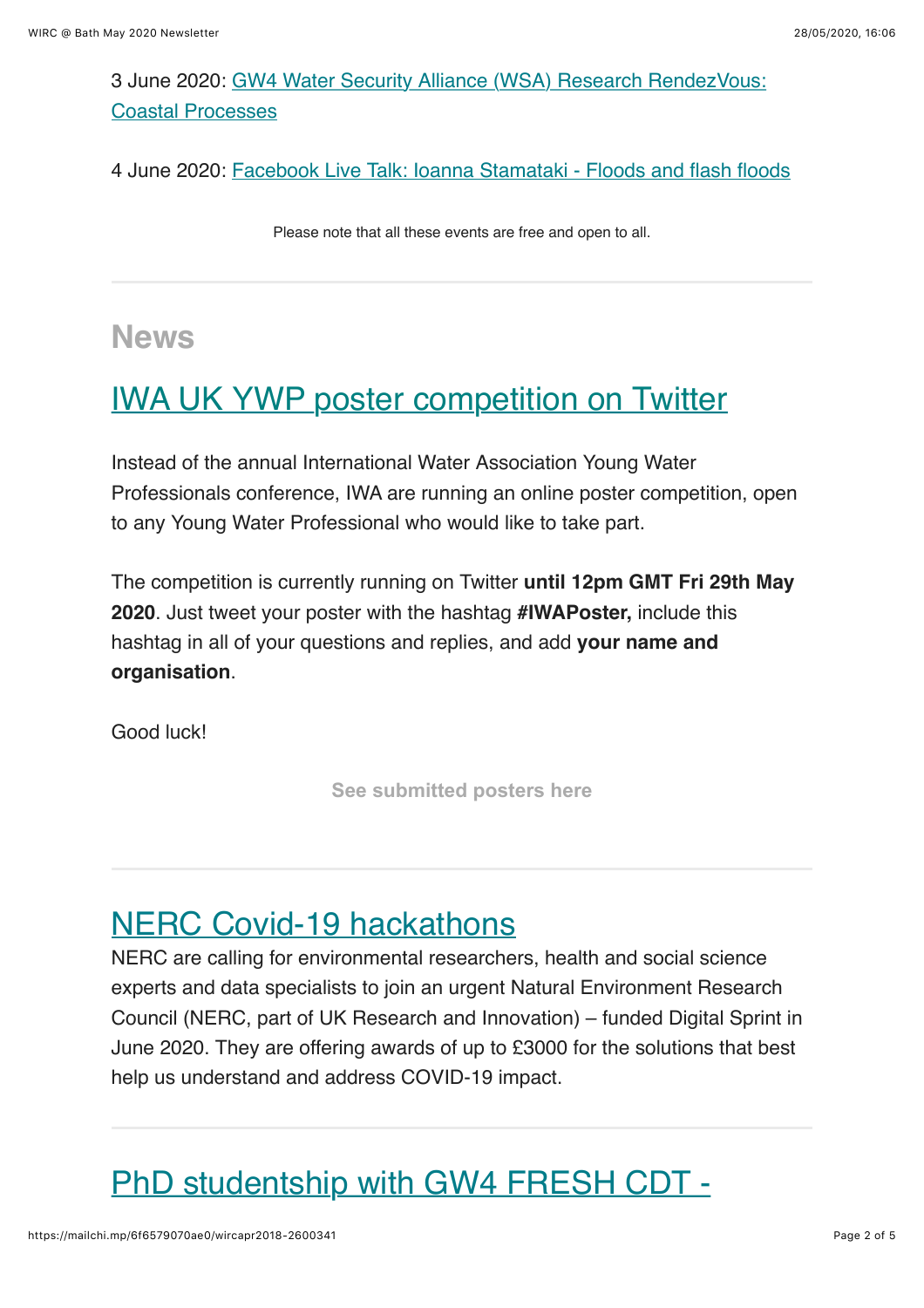3 June 2020: GW4 Water Security Alliance (WSA) Research RendezVous: Coastal Processes

4 June 2020: Facebook Live Talk: Ioanna Stamataki - Floods and flash floods

Please note that all these events are free and open to all.

---

## News

## IWA UK YWP poster competition on Twitter

Instead of the annual International Water Association Young Water Professionals conference, IWA are running an online poster competition, open to any Young Water Professional who would like to take part.

The competition is currently running on Twitter **until 12pm GMT Fri 29th May 2020**. Just tweet your poster with the hashtag **#IWAPoster,** include this hashtag in all of your questions and replies, and add **your name and organisation**.

Good luck!

**See submitted posters here**

---

## NERC Covid-19 hackathons

NERC are calling for environmental researchers, health and social science experts and data specialists to join an urgent Natural Environment Research Council (NERC, part of UK Research and Innovation) – funded Digital Sprint in June 2020. They are offering awards of up to £3000 for the solutions that best help us understand and address COVID-19 impact.

---

## PhD studentship with GW4 FRESH CDT -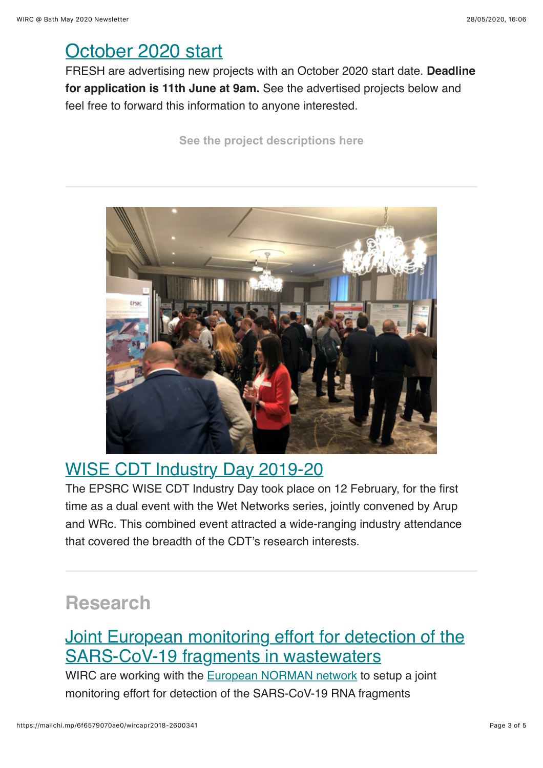## October 2020 start

FRESH are advertising new projects with an October 2020 start date. **Deadline for application is 11th June at 9am.** See the advertised projects below and feel free to forward this information to anyone interested.

**See the project descriptions here**

---

## WISE CDT Industry Day 2019-20

The EPSRC WISE CDT Industry Day took place on 12 February, for the first time as a dual event with the Wet Networks series, jointly convened by Arup and WRc. This combined event attracted a wide-ranging industry attendance that covered the breadth of the CDT's research interests.

---

# Research

## Joint European monitoring effort for detection of the SARS-CoV-19 fragments in wastewaters

WIRC are working with the European NORMAN network to setup a joint monitoring effort for detection of the SARS-CoV-19 RNA fragments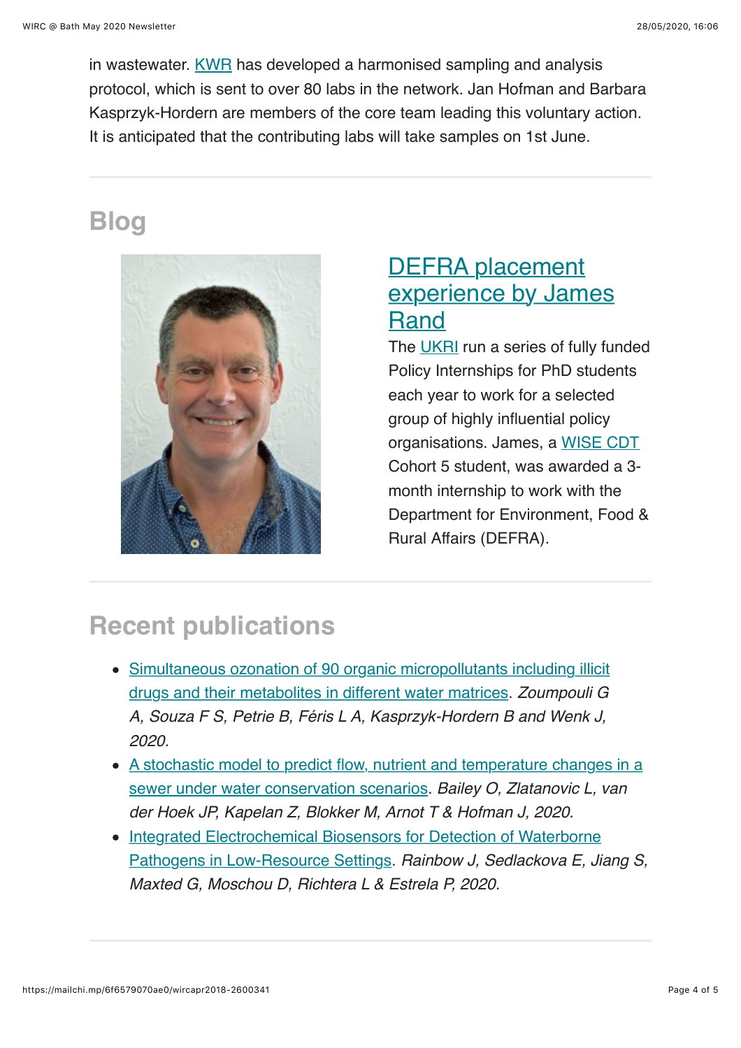in wastewater. [KWR] has developed a harmonised sampling and analysis protocol, which is sent to over 80 labs in the network. Jan Hofman and Barbara Kasprzyk-Hordern are members of the core team leading this voluntary action. It is anticipated that the contributing labs will take samples on 1st June.

---

## Blog

### DEFRA placement experience by James Rand

The UKRI run a series of fully funded Policy Internships for PhD students each year to work for a selected group of highly influential policy organisations. James, a WISE CDT Cohort 5 student, was awarded a 3-month internship to work with the Department for Environment, Food & Rural Affairs (DEFRA).

---

## Recent publications

- Simultaneous ozonation of 90 organic micropollutants including illicit drugs and their metabolites in different water matrices. *Zoumpouli G A, Souza F S, Petrie B, Féris L A, Kasprzyk-Hordern B and Wenk J, 2020.*
- A stochastic model to predict flow, nutrient and temperature changes in a sewer under water conservation scenarios. *Bailey O, Zlatanovic L, van der Hoek JP, Kapelan Z, Blokker M, Arnot T & Hofman J, 2020.*
- Integrated Electrochemical Biosensors for Detection of Waterborne Pathogens in Low-Resource Settings. *Rainbow J, Sedlackova E, Jiang S, Maxted G, Moschou D, Richtera L & Estrela P, 2020.*

---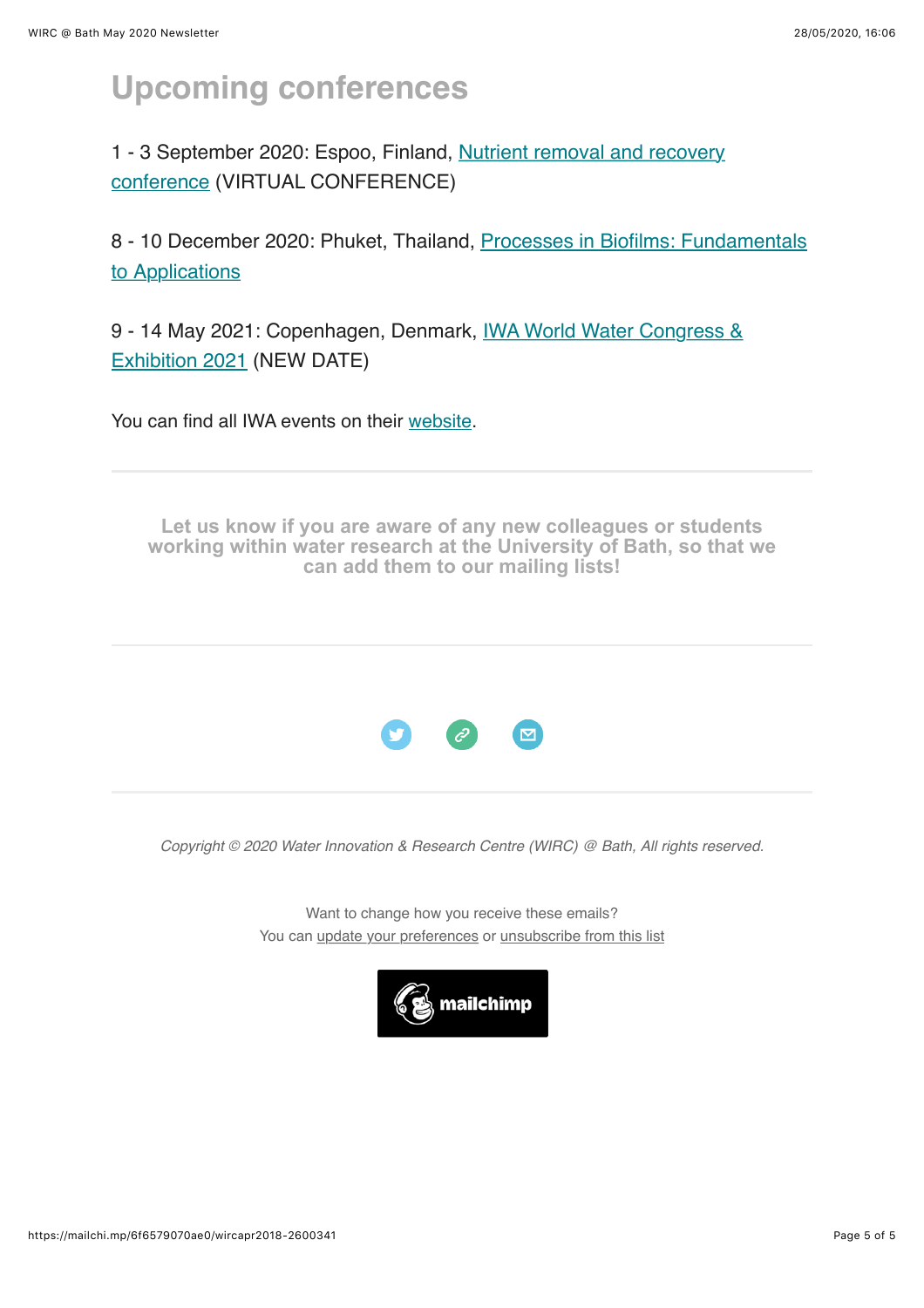# Upcoming conferences

1 - 3 September 2020: Espoo, Finland, Nutrient removal and recovery conference (VIRTUAL CONFERENCE)

8 - 10 December 2020: Phuket, Thailand, Processes in Biofilms: Fundamentals to Applications

9 - 14 May 2021: Copenhagen, Denmark, IWA World Water Congress & Exhibition 2021 (NEW DATE)

You can find all IWA events on their website.

---

**Let us know if you are aware of any new colleagues or students working within water research at the University of Bath, so that we can add them to our mailing lists!**

---

*Copyright © 2020 Water Innovation & Research Centre (WIRC) @ Bath, All rights reserved.*

Want to change how you receive these emails?
You can update your preferences or unsubscribe from this list

mailchimp